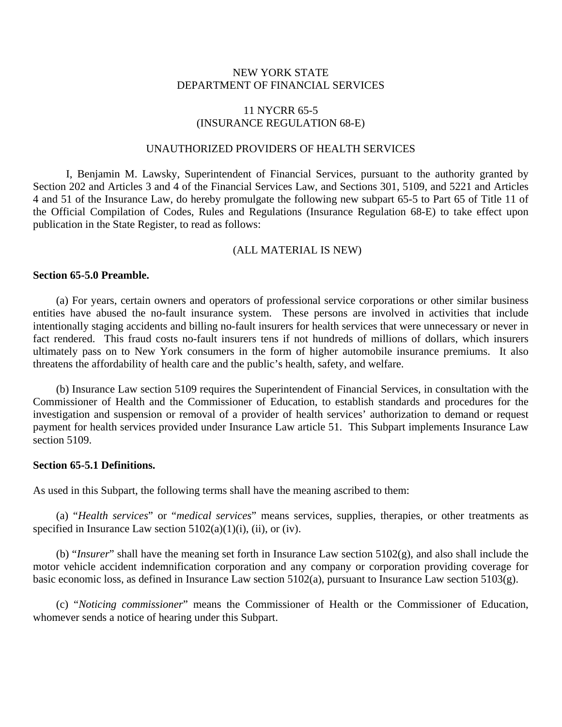NEW YORK STATE
DEPARTMENT OF FINANCIAL SERVICES

11 NYCRR 65-5
(INSURANCE REGULATION 68-E)

UNAUTHORIZED PROVIDERS OF HEALTH SERVICES

I, Benjamin M. Lawsky, Superintendent of Financial Services, pursuant to the authority granted by Section 202 and Articles 3 and 4 of the Financial Services Law, and Sections 301, 5109, and 5221 and Articles 4 and 51 of the Insurance Law, do hereby promulgate the following new subpart 65-5 to Part 65 of Title 11 of the Official Compilation of Codes, Rules and Regulations (Insurance Regulation 68-E) to take effect upon publication in the State Register, to read as follows:

(ALL MATERIAL IS NEW)

**Section 65-5.0 Preamble.**

(a) For years, certain owners and operators of professional service corporations or other similar business entities have abused the no-fault insurance system. These persons are involved in activities that include intentionally staging accidents and billing no-fault insurers for health services that were unnecessary or never in fact rendered. This fraud costs no-fault insurers tens if not hundreds of millions of dollars, which insurers ultimately pass on to New York consumers in the form of higher automobile insurance premiums. It also threatens the affordability of health care and the public's health, safety, and welfare.

(b) Insurance Law section 5109 requires the Superintendent of Financial Services, in consultation with the Commissioner of Health and the Commissioner of Education, to establish standards and procedures for the investigation and suspension or removal of a provider of health services' authorization to demand or request payment for health services provided under Insurance Law article 51. This Subpart implements Insurance Law section 5109.

**Section 65-5.1 Definitions.**

As used in this Subpart, the following terms shall have the meaning ascribed to them:

(a) "*Health services*" or "*medical services*" means services, supplies, therapies, or other treatments as specified in Insurance Law section 5102(a)(1)(i), (ii), or (iv).

(b) "*Insurer*" shall have the meaning set forth in Insurance Law section 5102(g), and also shall include the motor vehicle accident indemnification corporation and any company or corporation providing coverage for basic economic loss, as defined in Insurance Law section 5102(a), pursuant to Insurance Law section 5103(g).

(c) "*Noticing commissioner*" means the Commissioner of Health or the Commissioner of Education, whomever sends a notice of hearing under this Subpart.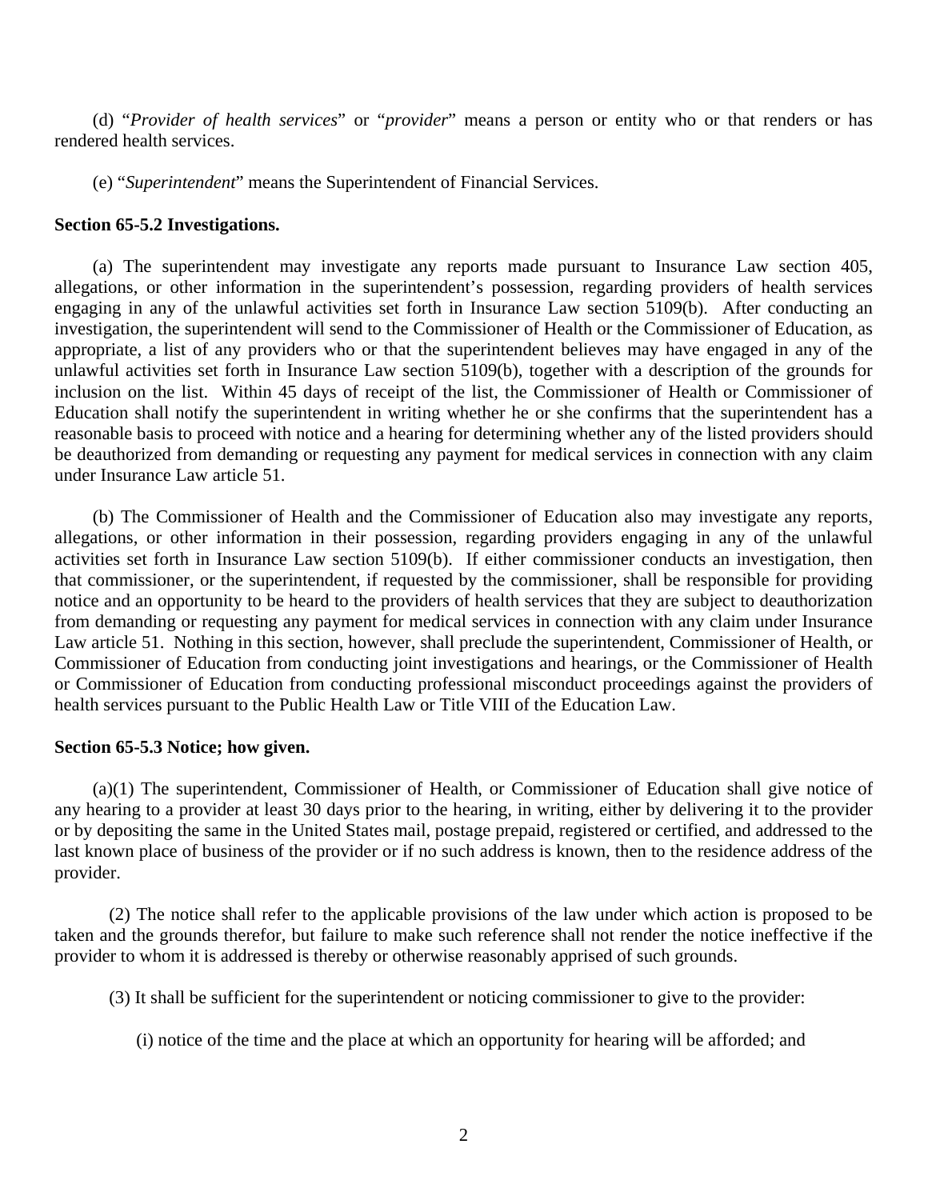(d) "*Provider of health services*" or "*provider*" means a person or entity who or that renders or has rendered health services.

(e) "*Superintendent*" means the Superintendent of Financial Services.

**Section 65-5.2 Investigations.**

(a) The superintendent may investigate any reports made pursuant to Insurance Law section 405, allegations, or other information in the superintendent's possession, regarding providers of health services engaging in any of the unlawful activities set forth in Insurance Law section 5109(b). After conducting an investigation, the superintendent will send to the Commissioner of Health or the Commissioner of Education, as appropriate, a list of any providers who or that the superintendent believes may have engaged in any of the unlawful activities set forth in Insurance Law section 5109(b), together with a description of the grounds for inclusion on the list. Within 45 days of receipt of the list, the Commissioner of Health or Commissioner of Education shall notify the superintendent in writing whether he or she confirms that the superintendent has a reasonable basis to proceed with notice and a hearing for determining whether any of the listed providers should be deauthorized from demanding or requesting any payment for medical services in connection with any claim under Insurance Law article 51.

(b) The Commissioner of Health and the Commissioner of Education also may investigate any reports, allegations, or other information in their possession, regarding providers engaging in any of the unlawful activities set forth in Insurance Law section 5109(b). If either commissioner conducts an investigation, then that commissioner, or the superintendent, if requested by the commissioner, shall be responsible for providing notice and an opportunity to be heard to the providers of health services that they are subject to deauthorization from demanding or requesting any payment for medical services in connection with any claim under Insurance Law article 51. Nothing in this section, however, shall preclude the superintendent, Commissioner of Health, or Commissioner of Education from conducting joint investigations and hearings, or the Commissioner of Health or Commissioner of Education from conducting professional misconduct proceedings against the providers of health services pursuant to the Public Health Law or Title VIII of the Education Law.

**Section 65-5.3 Notice; how given.**

(a)(1) The superintendent, Commissioner of Health, or Commissioner of Education shall give notice of any hearing to a provider at least 30 days prior to the hearing, in writing, either by delivering it to the provider or by depositing the same in the United States mail, postage prepaid, registered or certified, and addressed to the last known place of business of the provider or if no such address is known, then to the residence address of the provider.

(2) The notice shall refer to the applicable provisions of the law under which action is proposed to be taken and the grounds therefor, but failure to make such reference shall not render the notice ineffective if the provider to whom it is addressed is thereby or otherwise reasonably apprised of such grounds.

(3) It shall be sufficient for the superintendent or noticing commissioner to give to the provider:

(i) notice of the time and the place at which an opportunity for hearing will be afforded; and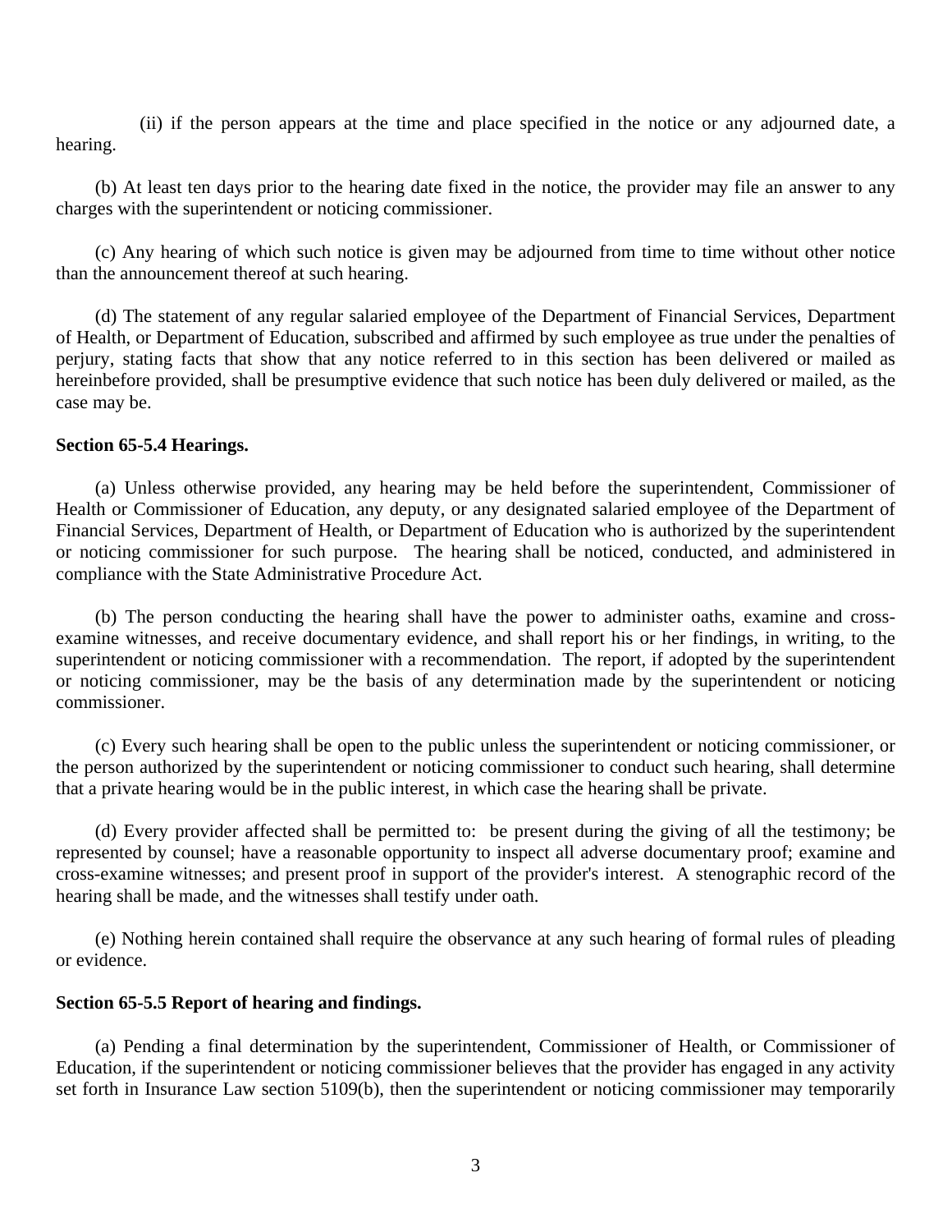(ii) if the person appears at the time and place specified in the notice or any adjourned date, a hearing.

(b) At least ten days prior to the hearing date fixed in the notice, the provider may file an answer to any charges with the superintendent or noticing commissioner.

(c) Any hearing of which such notice is given may be adjourned from time to time without other notice than the announcement thereof at such hearing.

(d) The statement of any regular salaried employee of the Department of Financial Services, Department of Health, or Department of Education, subscribed and affirmed by such employee as true under the penalties of perjury, stating facts that show that any notice referred to in this section has been delivered or mailed as hereinbefore provided, shall be presumptive evidence that such notice has been duly delivered or mailed, as the case may be.

**Section 65-5.4 Hearings.**

(a) Unless otherwise provided, any hearing may be held before the superintendent, Commissioner of Health or Commissioner of Education, any deputy, or any designated salaried employee of the Department of Financial Services, Department of Health, or Department of Education who is authorized by the superintendent or noticing commissioner for such purpose. The hearing shall be noticed, conducted, and administered in compliance with the State Administrative Procedure Act.

(b) The person conducting the hearing shall have the power to administer oaths, examine and cross-examine witnesses, and receive documentary evidence, and shall report his or her findings, in writing, to the superintendent or noticing commissioner with a recommendation. The report, if adopted by the superintendent or noticing commissioner, may be the basis of any determination made by the superintendent or noticing commissioner.

(c) Every such hearing shall be open to the public unless the superintendent or noticing commissioner, or the person authorized by the superintendent or noticing commissioner to conduct such hearing, shall determine that a private hearing would be in the public interest, in which case the hearing shall be private.

(d) Every provider affected shall be permitted to: be present during the giving of all the testimony; be represented by counsel; have a reasonable opportunity to inspect all adverse documentary proof; examine and cross-examine witnesses; and present proof in support of the provider's interest. A stenographic record of the hearing shall be made, and the witnesses shall testify under oath.

(e) Nothing herein contained shall require the observance at any such hearing of formal rules of pleading or evidence.

**Section 65-5.5 Report of hearing and findings.**

(a) Pending a final determination by the superintendent, Commissioner of Health, or Commissioner of Education, if the superintendent or noticing commissioner believes that the provider has engaged in any activity set forth in Insurance Law section 5109(b), then the superintendent or noticing commissioner may temporarily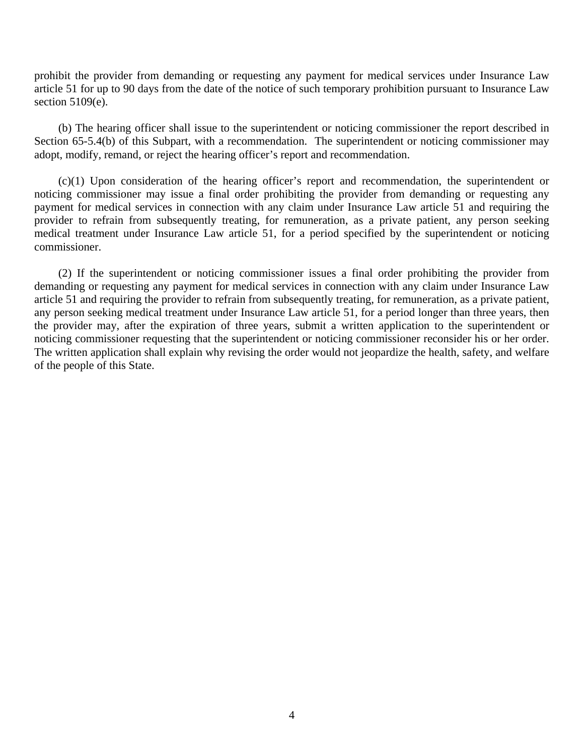prohibit the provider from demanding or requesting any payment for medical services under Insurance Law article 51 for up to 90 days from the date of the notice of such temporary prohibition pursuant to Insurance Law section 5109(e).

(b) The hearing officer shall issue to the superintendent or noticing commissioner the report described in Section 65-5.4(b) of this Subpart, with a recommendation. The superintendent or noticing commissioner may adopt, modify, remand, or reject the hearing officer's report and recommendation.

(c)(1) Upon consideration of the hearing officer's report and recommendation, the superintendent or noticing commissioner may issue a final order prohibiting the provider from demanding or requesting any payment for medical services in connection with any claim under Insurance Law article 51 and requiring the provider to refrain from subsequently treating, for remuneration, as a private patient, any person seeking medical treatment under Insurance Law article 51, for a period specified by the superintendent or noticing commissioner.

(2) If the superintendent or noticing commissioner issues a final order prohibiting the provider from demanding or requesting any payment for medical services in connection with any claim under Insurance Law article 51 and requiring the provider to refrain from subsequently treating, for remuneration, as a private patient, any person seeking medical treatment under Insurance Law article 51, for a period longer than three years, then the provider may, after the expiration of three years, submit a written application to the superintendent or noticing commissioner requesting that the superintendent or noticing commissioner reconsider his or her order. The written application shall explain why revising the order would not jeopardize the health, safety, and welfare of the people of this State.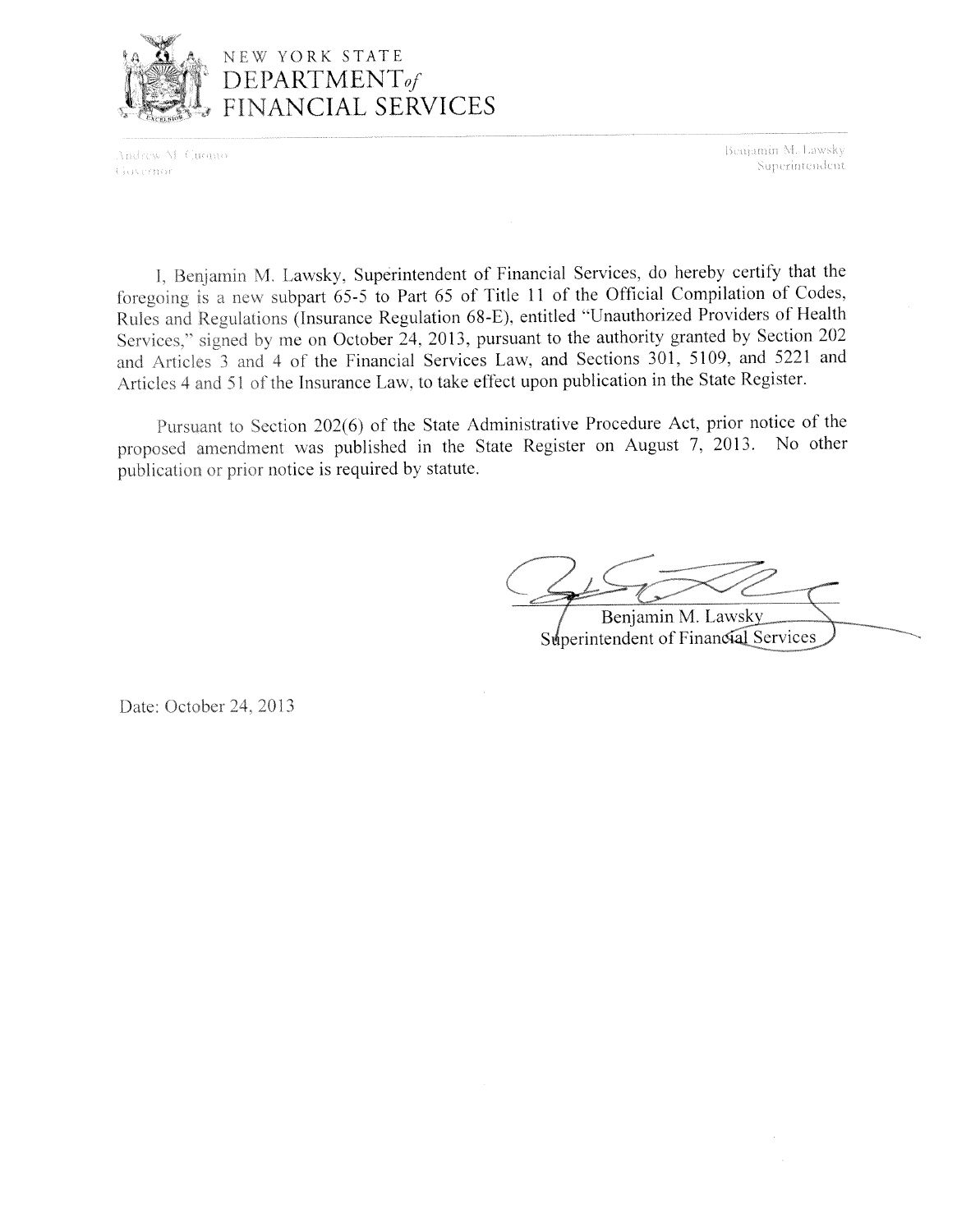NEW YORK STATE
DEPARTMENT *of*
FINANCIAL SERVICES

Andrew M. Cuomo
Governor

Benjamin M. Lawsky
Superintendent

I, Benjamin M. Lawsky, Superintendent of Financial Services, do hereby certify that the foregoing is a new subpart 65-5 to Part 65 of Title 11 of the Official Compilation of Codes, Rules and Regulations (Insurance Regulation 68-E), entitled "Unauthorized Providers of Health Services," signed by me on October 24, 2013, pursuant to the authority granted by Section 202 and Articles 3 and 4 of the Financial Services Law, and Sections 301, 5109, and 5221 and Articles 4 and 51 of the Insurance Law, to take effect upon publication in the State Register.

Pursuant to Section 202(6) of the State Administrative Procedure Act, prior notice of the proposed amendment was published in the State Register on August 7, 2013. No other publication or prior notice is required by statute.

Benjamin M. Lawsky
Superintendent of Financial Services

Date: October 24, 2013